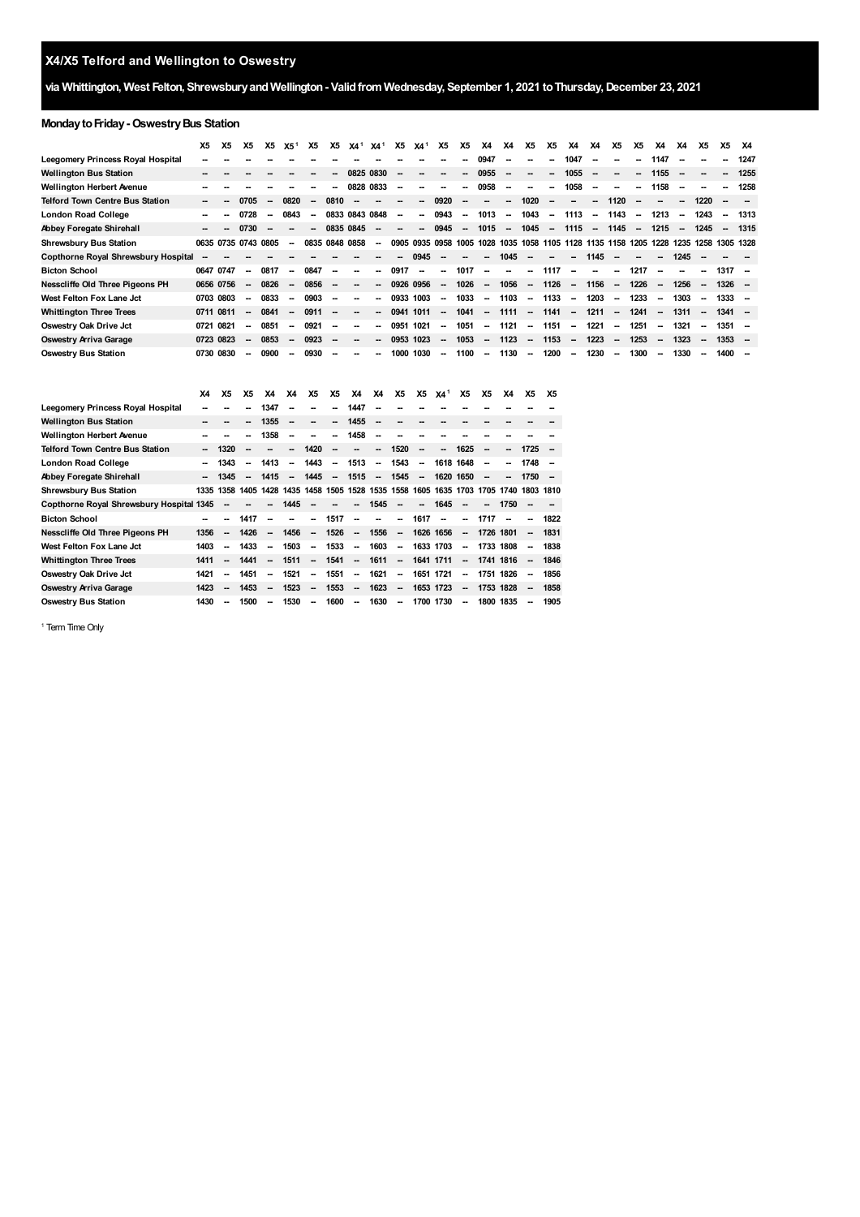# X4/X5 Telford and Wellington to Oswestry

## via Whittington, West Felton, Shrewsbury and Wellington - Valid from Wednesday, September 1, 2021 to Thursday, December 23, 2021

### Monday to Friday - Oswestry Bus Station

| | X5 | X5 | X5 | X5 | X5[1] | X5 | X5 | X4[1] | X4[1] | X5 | X4[1] | X5 | X5 | X4 | X4 | X5 | X5 | X4 | X4 | X5 | X5 | X4 | X4 | X5 | X5 | X4 |
|---|---|---|---|---|---|---|---|---|---|---|---|---|---|---|---|---|---|---|---|---|---|---|---|---|---|---|
| **Leegomery Princess Royal Hospital** | -- | -- | -- | -- | -- | -- | -- | -- | -- | -- | -- | -- | -- | 0947 | -- | -- | -- | 1047 | -- | -- | -- | 1147 | -- | -- | -- | 1247 |
| **Wellington Bus Station** | -- | -- | -- | -- | -- | -- | -- | 0825 | 0830 | -- | -- | -- | -- | 0955 | -- | -- | -- | 1055 | -- | -- | -- | 1155 | -- | -- | -- | 1255 |
| **Wellington Herbert Avenue** | -- | -- | -- | -- | -- | -- | -- | 0828 | 0833 | -- | -- | -- | -- | 0958 | -- | -- | -- | 1058 | -- | -- | -- | 1158 | -- | -- | -- | 1258 |
| **Telford Town Centre Bus Station** | -- | -- | 0705 | -- | 0820 | -- | 0810 | -- | -- | -- | -- | 0920 | -- | -- | -- | 1020 | -- | -- | -- | 1120 | -- | -- | -- | 1220 | -- | -- |
| **London Road College** | -- | -- | 0728 | -- | 0843 | -- | 0833 | 0843 | 0848 | -- | -- | 0943 | -- | 1013 | -- | 1043 | -- | 1113 | -- | 1143 | -- | 1213 | -- | 1243 | -- | 1313 |
| **Abbey Foregate Shirehall** | -- | -- | 0730 | -- | -- | -- | 0835 | 0845 | -- | -- | -- | 0945 | -- | 1015 | -- | 1045 | -- | 1115 | -- | 1145 | -- | 1215 | -- | 1245 | -- | 1315 |
| **Shrewsbury Bus Station** | 0635 | 0735 | 0743 | 0805 | -- | 0835 | 0848 | 0858 | -- | 0905 | 0935 | 0958 | 1005 | 1028 | 1035 | 1058 | 1105 | 1128 | 1135 | 1158 | 1205 | 1228 | 1235 | 1258 | 1305 | 1328 |
| **Copthorne Royal Shrewsbury Hospital** | -- | -- | -- | -- | -- | -- | -- | -- | -- | -- | 0945 | -- | -- | -- | 1045 | -- | -- | -- | 1145 | -- | -- | -- | 1245 | -- | -- | -- |
| **Bicton School** | 0647 | 0747 | -- | 0817 | -- | 0847 | -- | -- | -- | 0917 | -- | -- | 1017 | -- | -- | -- | 1117 | -- | -- | -- | 1217 | -- | -- | -- | 1317 | -- |
| **Nesscliffe Old Three Pigeons PH** | 0656 | 0756 | -- | 0826 | -- | 0856 | -- | -- | -- | 0926 | 0956 | -- | 1026 | -- | 1056 | -- | 1126 | -- | 1156 | -- | 1226 | -- | 1256 | -- | 1326 | -- |
| **West Felton Fox Lane Jct** | 0703 | 0803 | -- | 0833 | -- | 0903 | -- | -- | -- | 0933 | 1003 | -- | 1033 | -- | 1103 | -- | 1133 | -- | 1203 | -- | 1233 | -- | 1303 | -- | 1333 | -- |
| **Whittington Three Trees** | 0711 | 0811 | -- | 0841 | -- | 0911 | -- | -- | -- | 0941 | 1011 | -- | 1041 | -- | 1111 | -- | 1141 | -- | 1211 | -- | 1241 | -- | 1311 | -- | 1341 | -- |
| **Oswestry Oak Drive Jct** | 0721 | 0821 | -- | 0851 | -- | 0921 | -- | -- | -- | 0951 | 1021 | -- | 1051 | -- | 1121 | -- | 1151 | -- | 1221 | -- | 1251 | -- | 1321 | -- | 1351 | -- |
| **Oswestry Arriva Garage** | 0723 | 0823 | -- | 0853 | -- | 0923 | -- | -- | -- | 0953 | 1023 | -- | 1053 | -- | 1123 | -- | 1153 | -- | 1223 | -- | 1253 | -- | 1323 | -- | 1353 | -- |
| **Oswestry Bus Station** | 0730 | 0830 | -- | 0900 | -- | 0930 | -- | -- | -- | 1000 | 1030 | -- | 1100 | -- | 1130 | -- | 1200 | -- | 1230 | -- | 1300 | -- | 1330 | -- | 1400 | -- |

| | X4 | X5 | X5 | X4 | X4 | X5 | X5 | X4 | X4 | X5 | X5 | X4[1] | X5 | X5 | X4 | X5 | X5 |
|---|---|---|---|---|---|---|---|---|---|---|---|---|---|---|---|---|---|
| **Leegomery Princess Royal Hospital** | -- | -- | -- | 1347 | -- | -- | -- | 1447 | -- | -- | -- | -- | -- | -- | -- | -- | -- |
| **Wellington Bus Station** | -- | -- | -- | 1355 | -- | -- | -- | 1455 | -- | -- | -- | -- | -- | -- | -- | -- | -- |
| **Wellington Herbert Avenue** | -- | -- | -- | 1358 | -- | -- | -- | 1458 | -- | -- | -- | -- | -- | -- | -- | -- | -- |
| **Telford Town Centre Bus Station** | -- | 1320 | -- | -- | -- | 1420 | -- | -- | -- | 1520 | -- | -- | 1625 | -- | -- | 1725 | -- |
| **London Road College** | -- | 1343 | -- | 1413 | -- | 1443 | -- | 1513 | -- | 1543 | -- | 1618 | 1648 | -- | -- | 1748 | -- |
| **Abbey Foregate Shirehall** | -- | 1345 | -- | 1415 | -- | 1445 | -- | 1515 | -- | 1545 | -- | 1620 | 1650 | -- | -- | 1750 | -- |
| **Shrewsbury Bus Station** | 1335 | 1358 | 1405 | 1428 | 1435 | 1458 | 1505 | 1528 | 1535 | 1558 | 1605 | 1635 | 1703 | 1705 | 1740 | 1803 | 1810 |
| **Copthorne Royal Shrewsbury Hospital** | 1345 | -- | -- | -- | 1445 | -- | -- | -- | 1545 | -- | -- | 1645 | -- | -- | 1750 | -- | -- |
| **Bicton School** | -- | -- | 1417 | -- | -- | -- | 1517 | -- | -- | -- | 1617 | -- | -- | 1717 | -- | -- | 1822 |
| **Nesscliffe Old Three Pigeons PH** | 1356 | -- | 1426 | -- | 1456 | -- | 1526 | -- | 1556 | -- | 1626 | 1656 | -- | 1726 | 1801 | -- | 1831 |
| **West Felton Fox Lane Jct** | 1403 | -- | 1433 | -- | 1503 | -- | 1533 | -- | 1603 | -- | 1633 | 1703 | -- | 1733 | 1808 | -- | 1838 |
| **Whittington Three Trees** | 1411 | -- | 1441 | -- | 1511 | -- | 1541 | -- | 1611 | -- | 1641 | 1711 | -- | 1741 | 1816 | -- | 1846 |
| **Oswestry Oak Drive Jct** | 1421 | -- | 1451 | -- | 1521 | -- | 1551 | -- | 1621 | -- | 1651 | 1721 | -- | 1751 | 1826 | -- | 1856 |
| **Oswestry Arriva Garage** | 1423 | -- | 1453 | -- | 1523 | -- | 1553 | -- | 1623 | -- | 1653 | 1723 | -- | 1753 | 1828 | -- | 1858 |
| **Oswestry Bus Station** | 1430 | -- | 1500 | -- | 1530 | -- | 1600 | -- | 1630 | -- | 1700 | 1730 | -- | 1800 | 1835 | -- | 1905 |

[1] Term Time Only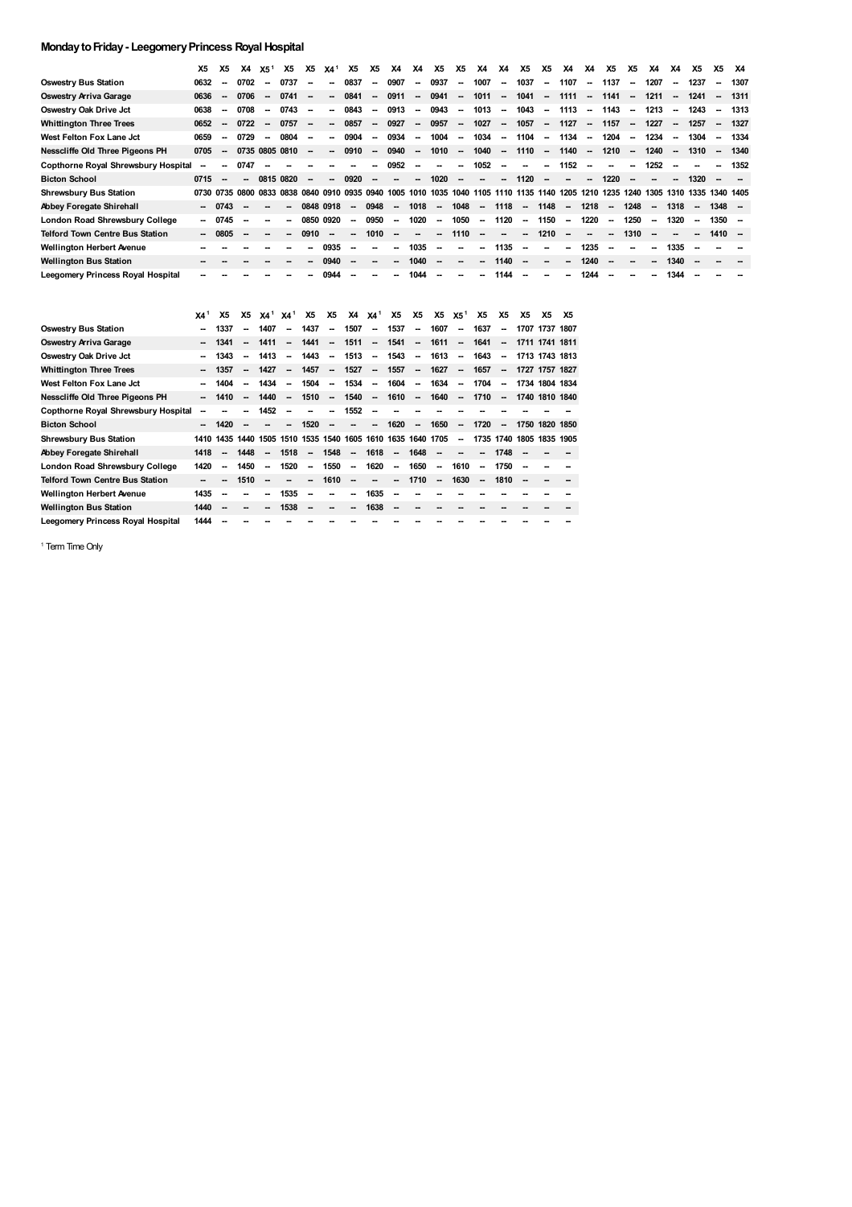## Monday to Friday - Leegomery Princess Royal Hospital

| | X5 | X5 | X4 | X5[1] | X5 | X5 | X4[1] | X5 | X5 | X4 | X4 | X5 | X5 | X4 | X4 | X5 | X5 | X4 | X4 | X5 | X5 | X4 | X4 | X5 | X5 | X4 |
|---|---|---|---|---|---|---|---|---|---|---|---|---|---|---|---|---|---|---|---|---|---|---|---|---|---|---|
| **Oswestry Bus Station** | 0632 | -- | 0702 | -- | 0737 | -- | -- | 0837 | -- | 0907 | -- | 0937 | -- | 1007 | -- | 1037 | -- | 1107 | -- | 1137 | -- | 1207 | -- | 1237 | -- | 1307 |
| **Oswestry Arriva Garage** | 0636 | -- | 0706 | -- | 0741 | -- | -- | 0841 | -- | 0911 | -- | 0941 | -- | 1011 | -- | 1041 | -- | 1111 | -- | 1141 | -- | 1211 | -- | 1241 | -- | 1311 |
| **Oswestry Oak Drive Jct** | 0638 | -- | 0708 | -- | 0743 | -- | -- | 0843 | -- | 0913 | -- | 0943 | -- | 1013 | -- | 1043 | -- | 1113 | -- | 1143 | -- | 1213 | -- | 1243 | -- | 1313 |
| **Whittington Three Trees** | 0652 | -- | 0722 | -- | 0757 | -- | -- | 0857 | -- | 0927 | -- | 0957 | -- | 1027 | -- | 1057 | -- | 1127 | -- | 1157 | -- | 1227 | -- | 1257 | -- | 1327 |
| **West Felton Fox Lane Jct** | 0659 | -- | 0729 | -- | 0804 | -- | -- | 0904 | -- | 0934 | -- | 1004 | -- | 1034 | -- | 1104 | -- | 1134 | -- | 1204 | -- | 1234 | -- | 1304 | -- | 1334 |
| **Nesscliffe Old Three Pigeons PH** | 0705 | -- | 0735 | 0805 | 0810 | -- | -- | 0910 | -- | 0940 | -- | 1010 | -- | 1040 | -- | 1110 | -- | 1140 | -- | 1210 | -- | 1240 | -- | 1310 | -- | 1340 |
| **Copthorne Royal Shrewsbury Hospital** | -- | -- | 0747 | -- | -- | -- | -- | -- | -- | 0952 | -- | -- | -- | 1052 | -- | -- | -- | 1152 | -- | -- | -- | 1252 | -- | -- | -- | 1352 |
| **Bicton School** | 0715 | -- | -- | 0815 | 0820 | -- | -- | 0920 | -- | -- | -- | 1020 | -- | -- | -- | 1120 | -- | -- | -- | 1220 | -- | -- | -- | 1320 | -- | -- |
| **Shrewsbury Bus Station** | 0730 | 0735 | 0800 | 0833 | 0838 | 0840 | 0910 | 0935 | 0940 | 1005 | 1010 | 1035 | 1040 | 1105 | 1110 | 1135 | 1140 | 1205 | 1210 | 1235 | 1240 | 1305 | 1310 | 1335 | 1340 | 1405 |
| **Abbey Foregate Shirehall** | -- | 0743 | -- | -- | -- | 0848 | 0918 | -- | 0948 | -- | 1018 | -- | 1048 | -- | 1118 | -- | 1148 | -- | 1218 | -- | 1248 | -- | 1318 | -- | 1348 | -- |
| **London Road Shrewsbury College** | -- | 0745 | -- | -- | -- | 0850 | 0920 | -- | 0950 | -- | 1020 | -- | 1050 | -- | 1120 | -- | 1150 | -- | 1220 | -- | 1250 | -- | 1320 | -- | 1350 | -- |
| **Telford Town Centre Bus Station** | -- | 0805 | -- | -- | -- | 0910 | -- | -- | 1010 | -- | -- | -- | 1110 | -- | -- | -- | 1210 | -- | -- | -- | 1310 | -- | -- | -- | 1410 | -- |
| **Wellington Herbert Avenue** | -- | -- | -- | -- | -- | -- | 0935 | -- | -- | -- | 1035 | -- | -- | -- | 1135 | -- | -- | -- | 1235 | -- | -- | -- | 1335 | -- | -- | -- |
| **Wellington Bus Station** | -- | -- | -- | -- | -- | -- | 0940 | -- | -- | -- | 1040 | -- | -- | -- | 1140 | -- | -- | -- | 1240 | -- | -- | -- | 1340 | -- | -- | -- |
| **Leegomery Princess Royal Hospital** | -- | -- | -- | -- | -- | -- | 0944 | -- | -- | -- | 1044 | -- | -- | -- | 1144 | -- | -- | -- | 1244 | -- | -- | -- | 1344 | -- | -- | -- |

| | X4[1] | X5 | X5 | X4[1] | X4[1] | X5 | X5 | X4 | X4[1] | X5 | X5 | X5 | X5[1] | X5 | X5 | X5 | X5 | X5 |
|---|---|---|---|---|---|---|---|---|---|---|---|---|---|---|---|---|---|---|
| **Oswestry Bus Station** | -- | 1337 | -- | 1407 | -- | 1437 | -- | 1507 | -- | 1537 | -- | 1607 | -- | 1637 | -- | 1707 | 1737 | 1807 |
| **Oswestry Arriva Garage** | -- | 1341 | -- | 1411 | -- | 1441 | -- | 1511 | -- | 1541 | -- | 1611 | -- | 1641 | -- | 1711 | 1741 | 1811 |
| **Oswestry Oak Drive Jct** | -- | 1343 | -- | 1413 | -- | 1443 | -- | 1513 | -- | 1543 | -- | 1613 | -- | 1643 | -- | 1713 | 1743 | 1813 |
| **Whittington Three Trees** | -- | 1357 | -- | 1427 | -- | 1457 | -- | 1527 | -- | 1557 | -- | 1627 | -- | 1657 | -- | 1727 | 1757 | 1827 |
| **West Felton Fox Lane Jct** | -- | 1404 | -- | 1434 | -- | 1504 | -- | 1534 | -- | 1604 | -- | 1634 | -- | 1704 | -- | 1734 | 1804 | 1834 |
| **Nesscliffe Old Three Pigeons PH** | -- | 1410 | -- | 1440 | -- | 1510 | -- | 1540 | -- | 1610 | -- | 1640 | -- | 1710 | -- | 1740 | 1810 | 1840 |
| **Copthorne Royal Shrewsbury Hospital** | -- | -- | -- | 1452 | -- | -- | -- | 1552 | -- | -- | -- | -- | -- | -- | -- | -- | -- | -- |
| **Bicton School** | -- | 1420 | -- | -- | -- | 1520 | -- | -- | -- | 1620 | -- | 1650 | -- | 1720 | -- | 1750 | 1820 | 1850 |
| **Shrewsbury Bus Station** | 1410 | 1435 | 1440 | 1505 | 1510 | 1535 | 1540 | 1605 | 1610 | 1635 | 1640 | 1705 | -- | 1735 | 1740 | 1805 | 1835 | 1905 |
| **Abbey Foregate Shirehall** | 1418 | -- | 1448 | -- | 1518 | -- | 1548 | -- | 1618 | -- | 1648 | -- | -- | -- | 1748 | -- | -- | -- |
| **London Road Shrewsbury College** | 1420 | -- | 1450 | -- | 1520 | -- | 1550 | -- | 1620 | -- | 1650 | -- | 1610 | -- | 1750 | -- | -- | -- |
| **Telford Town Centre Bus Station** | -- | -- | 1510 | -- | -- | -- | 1610 | -- | -- | -- | 1710 | -- | 1630 | -- | 1810 | -- | -- | -- |
| **Wellington Herbert Avenue** | 1435 | -- | -- | -- | 1535 | -- | -- | -- | 1635 | -- | -- | -- | -- | -- | -- | -- | -- | -- |
| **Wellington Bus Station** | 1440 | -- | -- | -- | 1538 | -- | -- | -- | 1638 | -- | -- | -- | -- | -- | -- | -- | -- | -- |
| **Leegomery Princess Royal Hospital** | 1444 | -- | -- | -- | -- | -- | -- | -- | -- | -- | -- | -- | -- | -- | -- | -- | -- | -- |

[1] Term Time Only